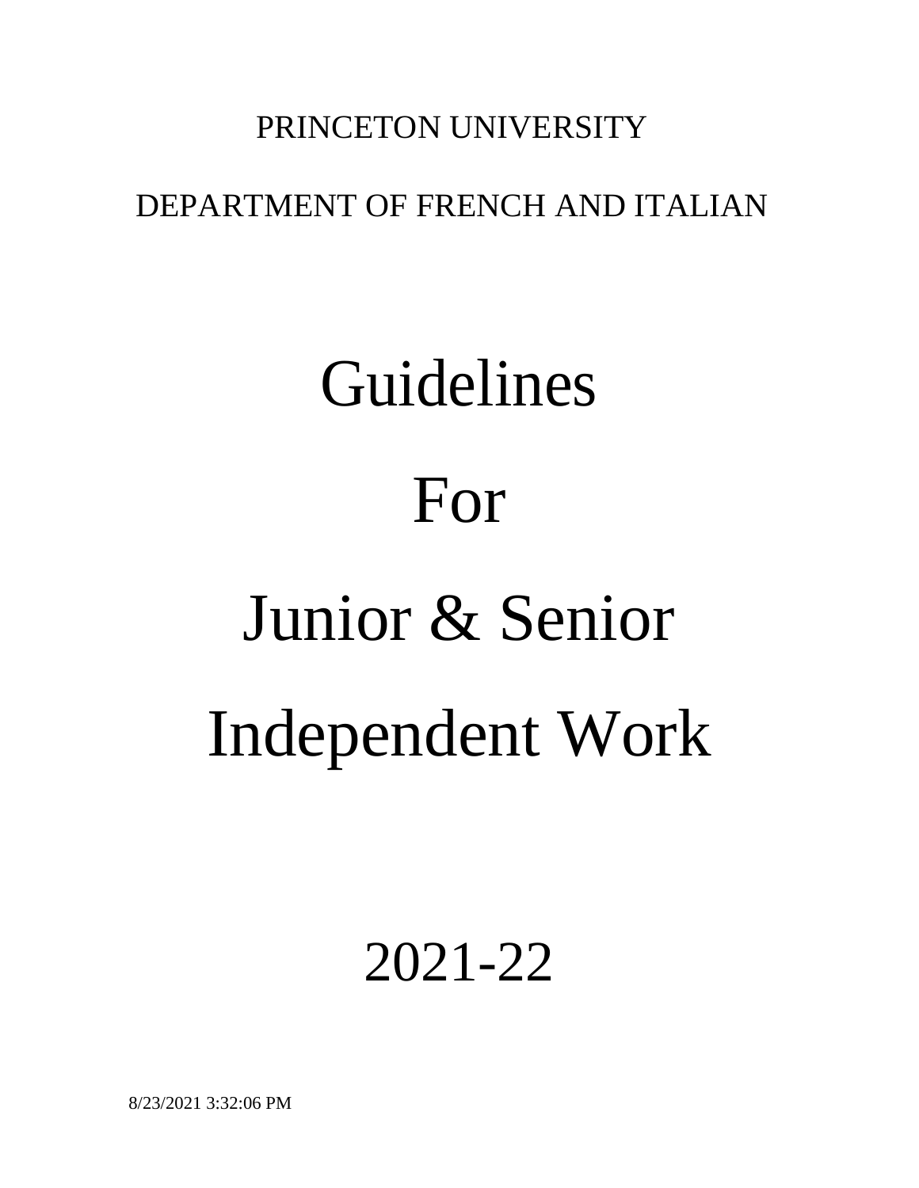PRINCETON UNIVERSITY

DEPARTMENT OF FRENCH AND ITALIAN

# Guidelines

# For

# Junior & Senior

# Independent Work

# 2021-22

8/23/2021 3:32:06 PM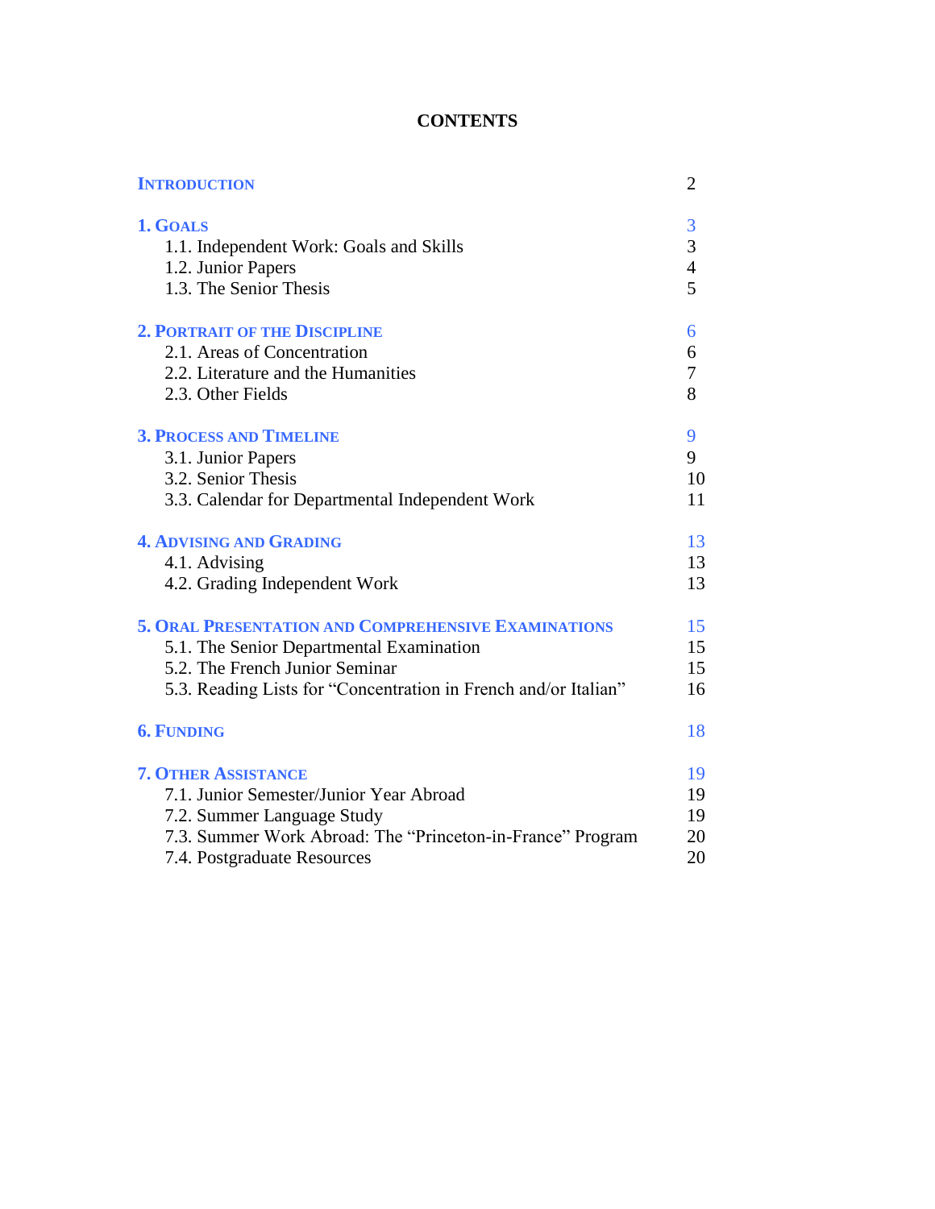# CONTENTS

| | |
|---|---|
| **INTRODUCTION** | 2 |
| **1. GOALS** | 3 |
| 1.1. Independent Work: Goals and Skills | 3 |
| 1.2. Junior Papers | 4 |
| 1.3. The Senior Thesis | 5 |
| **2. PORTRAIT OF THE DISCIPLINE** | 6 |
| 2.1. Areas of Concentration | 6 |
| 2.2. Literature and the Humanities | 7 |
| 2.3. Other Fields | 8 |
| **3. PROCESS AND TIMELINE** | 9 |
| 3.1. Junior Papers | 9 |
| 3.2. Senior Thesis | 10 |
| 3.3. Calendar for Departmental Independent Work | 11 |
| **4. ADVISING AND GRADING** | 13 |
| 4.1. Advising | 13 |
| 4.2. Grading Independent Work | 13 |
| **5. ORAL PRESENTATION AND COMPREHENSIVE EXAMINATIONS** | 15 |
| 5.1. The Senior Departmental Examination | 15 |
| 5.2. The French Junior Seminar | 15 |
| 5.3. Reading Lists for "Concentration in French and/or Italian" | 16 |
| **6. FUNDING** | 18 |
| **7. OTHER ASSISTANCE** | 19 |
| 7.1. Junior Semester/Junior Year Abroad | 19 |
| 7.2. Summer Language Study | 19 |
| 7.3. Summer Work Abroad: The "Princeton-in-France" Program | 20 |
| 7.4. Postgraduate Resources | 20 |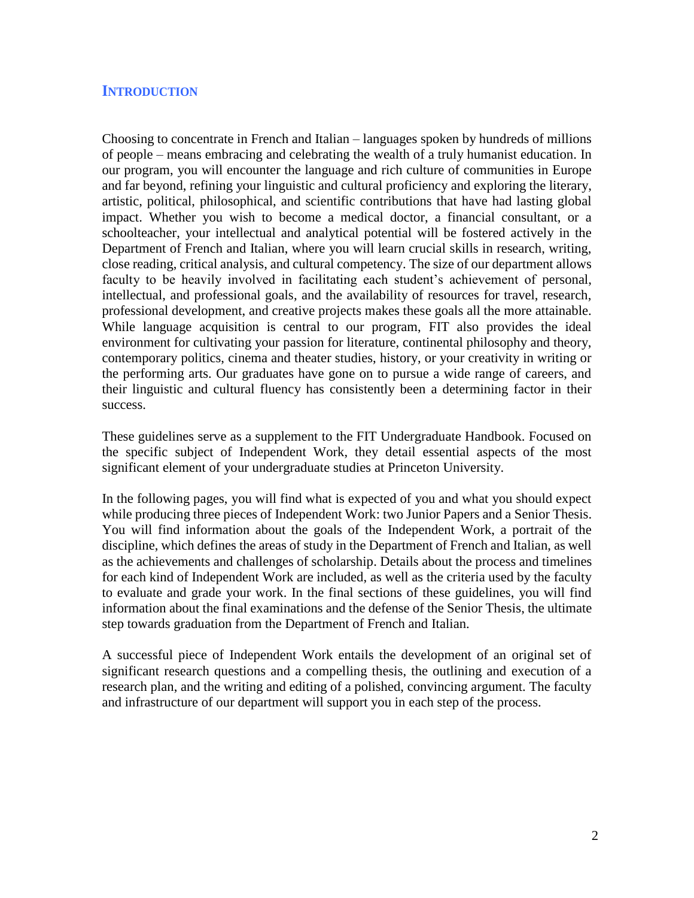## INTRODUCTION

Choosing to concentrate in French and Italian – languages spoken by hundreds of millions of people – means embracing and celebrating the wealth of a truly humanist education. In our program, you will encounter the language and rich culture of communities in Europe and far beyond, refining your linguistic and cultural proficiency and exploring the literary, artistic, political, philosophical, and scientific contributions that have had lasting global impact. Whether you wish to become a medical doctor, a financial consultant, or a schoolteacher, your intellectual and analytical potential will be fostered actively in the Department of French and Italian, where you will learn crucial skills in research, writing, close reading, critical analysis, and cultural competency. The size of our department allows faculty to be heavily involved in facilitating each student's achievement of personal, intellectual, and professional goals, and the availability of resources for travel, research, professional development, and creative projects makes these goals all the more attainable. While language acquisition is central to our program, FIT also provides the ideal environment for cultivating your passion for literature, continental philosophy and theory, contemporary politics, cinema and theater studies, history, or your creativity in writing or the performing arts. Our graduates have gone on to pursue a wide range of careers, and their linguistic and cultural fluency has consistently been a determining factor in their success.

These guidelines serve as a supplement to the FIT Undergraduate Handbook. Focused on the specific subject of Independent Work, they detail essential aspects of the most significant element of your undergraduate studies at Princeton University.

In the following pages, you will find what is expected of you and what you should expect while producing three pieces of Independent Work: two Junior Papers and a Senior Thesis. You will find information about the goals of the Independent Work, a portrait of the discipline, which defines the areas of study in the Department of French and Italian, as well as the achievements and challenges of scholarship. Details about the process and timelines for each kind of Independent Work are included, as well as the criteria used by the faculty to evaluate and grade your work. In the final sections of these guidelines, you will find information about the final examinations and the defense of the Senior Thesis, the ultimate step towards graduation from the Department of French and Italian.

A successful piece of Independent Work entails the development of an original set of significant research questions and a compelling thesis, the outlining and execution of a research plan, and the writing and editing of a polished, convincing argument. The faculty and infrastructure of our department will support you in each step of the process.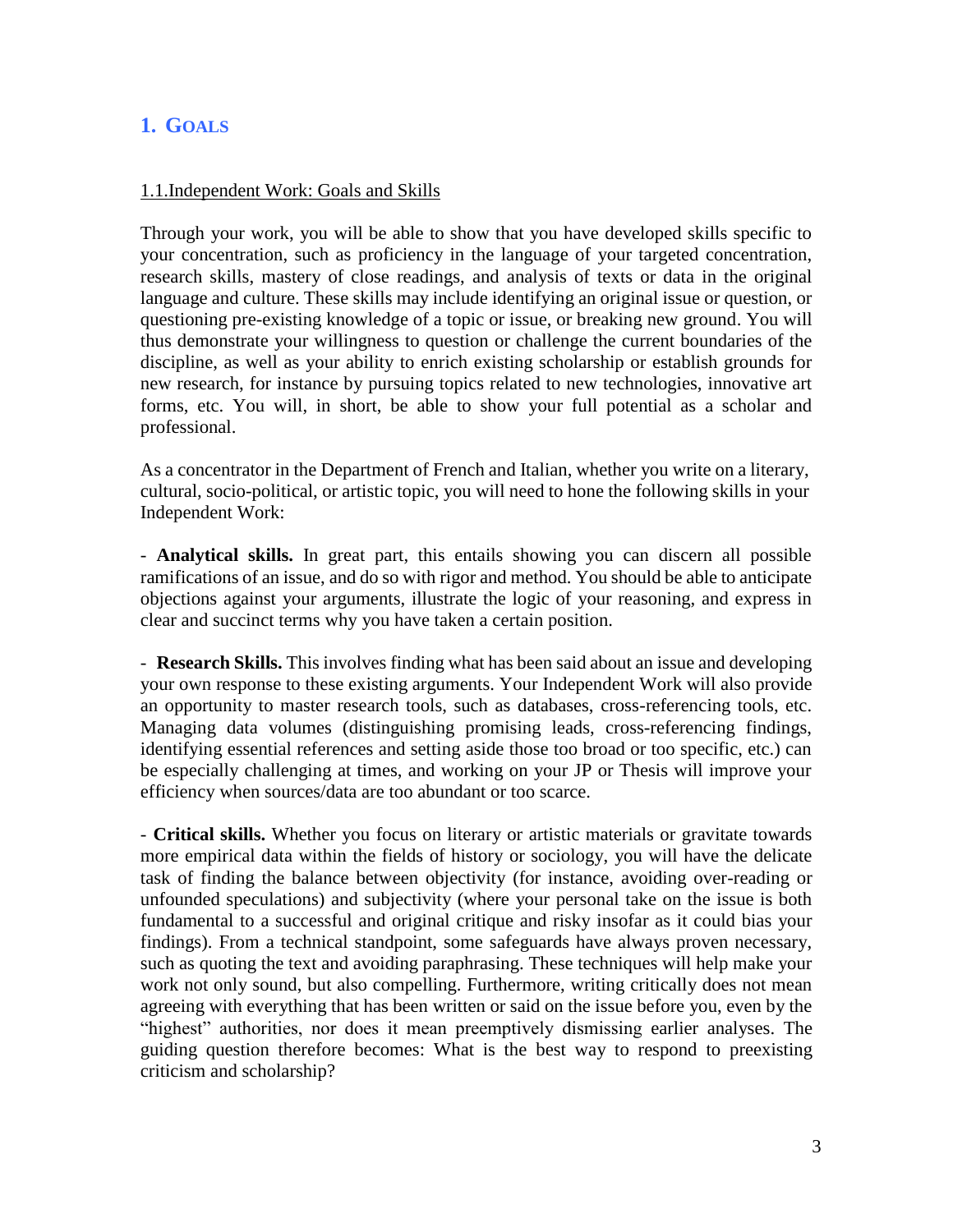# 1. GOALS

1.1. Independent Work: Goals and Skills

Through your work, you will be able to show that you have developed skills specific to your concentration, such as proficiency in the language of your targeted concentration, research skills, mastery of close readings, and analysis of texts or data in the original language and culture. These skills may include identifying an original issue or question, or questioning pre-existing knowledge of a topic or issue, or breaking new ground. You will thus demonstrate your willingness to question or challenge the current boundaries of the discipline, as well as your ability to enrich existing scholarship or establish grounds for new research, for instance by pursuing topics related to new technologies, innovative art forms, etc. You will, in short, be able to show your full potential as a scholar and professional.

As a concentrator in the Department of French and Italian, whether you write on a literary, cultural, socio-political, or artistic topic, you will need to hone the following skills in your Independent Work:

- **Analytical skills.** In great part, this entails showing you can discern all possible ramifications of an issue, and do so with rigor and method. You should be able to anticipate objections against your arguments, illustrate the logic of your reasoning, and express in clear and succinct terms why you have taken a certain position.

- **Research Skills.** This involves finding what has been said about an issue and developing your own response to these existing arguments. Your Independent Work will also provide an opportunity to master research tools, such as databases, cross-referencing tools, etc. Managing data volumes (distinguishing promising leads, cross-referencing findings, identifying essential references and setting aside those too broad or too specific, etc.) can be especially challenging at times, and working on your JP or Thesis will improve your efficiency when sources/data are too abundant or too scarce.

- **Critical skills.** Whether you focus on literary or artistic materials or gravitate towards more empirical data within the fields of history or sociology, you will have the delicate task of finding the balance between objectivity (for instance, avoiding over-reading or unfounded speculations) and subjectivity (where your personal take on the issue is both fundamental to a successful and original critique and risky insofar as it could bias your findings). From a technical standpoint, some safeguards have always proven necessary, such as quoting the text and avoiding paraphrasing. These techniques will help make your work not only sound, but also compelling. Furthermore, writing critically does not mean agreeing with everything that has been written or said on the issue before you, even by the "highest" authorities, nor does it mean preemptively dismissing earlier analyses. The guiding question therefore becomes: What is the best way to respond to preexisting criticism and scholarship?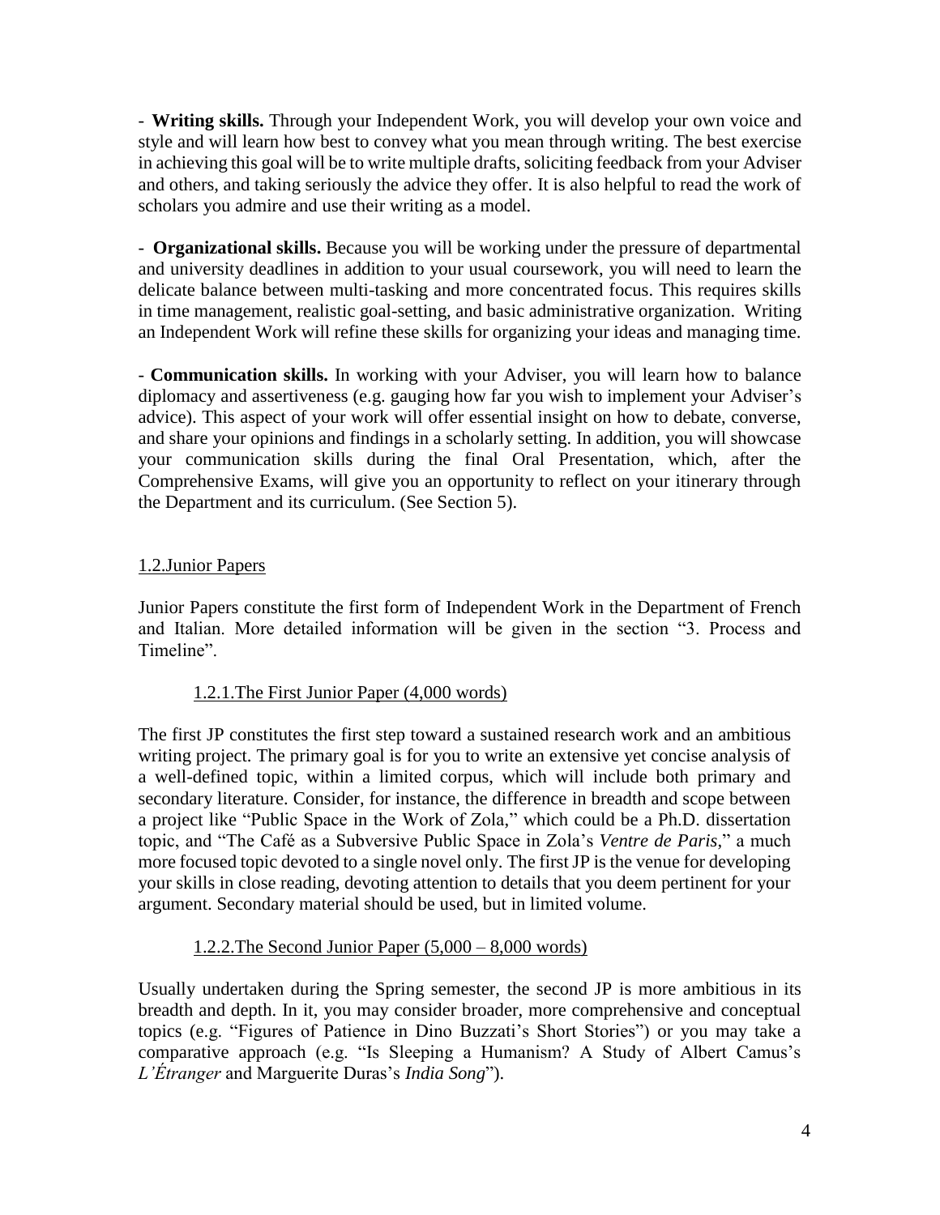- **Writing skills.** Through your Independent Work, you will develop your own voice and style and will learn how best to convey what you mean through writing. The best exercise in achieving this goal will be to write multiple drafts, soliciting feedback from your Adviser and others, and taking seriously the advice they offer. It is also helpful to read the work of scholars you admire and use their writing as a model.

- **Organizational skills.** Because you will be working under the pressure of departmental and university deadlines in addition to your usual coursework, you will need to learn the delicate balance between multi-tasking and more concentrated focus. This requires skills in time management, realistic goal-setting, and basic administrative organization. Writing an Independent Work will refine these skills for organizing your ideas and managing time.

- **Communication skills.** In working with your Adviser, you will learn how to balance diplomacy and assertiveness (e.g. gauging how far you wish to implement your Adviser's advice). This aspect of your work will offer essential insight on how to debate, converse, and share your opinions and findings in a scholarly setting. In addition, you will showcase your communication skills during the final Oral Presentation, which, after the Comprehensive Exams, will give you an opportunity to reflect on your itinerary through the Department and its curriculum. (See Section 5).

## 1.2. Junior Papers

Junior Papers constitute the first form of Independent Work in the Department of French and Italian. More detailed information will be given in the section "3. Process and Timeline".

### 1.2.1. The First Junior Paper (4,000 words)

The first JP constitutes the first step toward a sustained research work and an ambitious writing project. The primary goal is for you to write an extensive yet concise analysis of a well-defined topic, within a limited corpus, which will include both primary and secondary literature. Consider, for instance, the difference in breadth and scope between a project like "Public Space in the Work of Zola," which could be a Ph.D. dissertation topic, and "The Café as a Subversive Public Space in Zola's *Ventre de Paris*," a much more focused topic devoted to a single novel only. The first JP is the venue for developing your skills in close reading, devoting attention to details that you deem pertinent for your argument. Secondary material should be used, but in limited volume.

### 1.2.2. The Second Junior Paper (5,000 – 8,000 words)

Usually undertaken during the Spring semester, the second JP is more ambitious in its breadth and depth. In it, you may consider broader, more comprehensive and conceptual topics (e.g. "Figures of Patience in Dino Buzzati's Short Stories") or you may take a comparative approach (e.g. "Is Sleeping a Humanism? A Study of Albert Camus's *L'Étranger* and Marguerite Duras's *India Song*").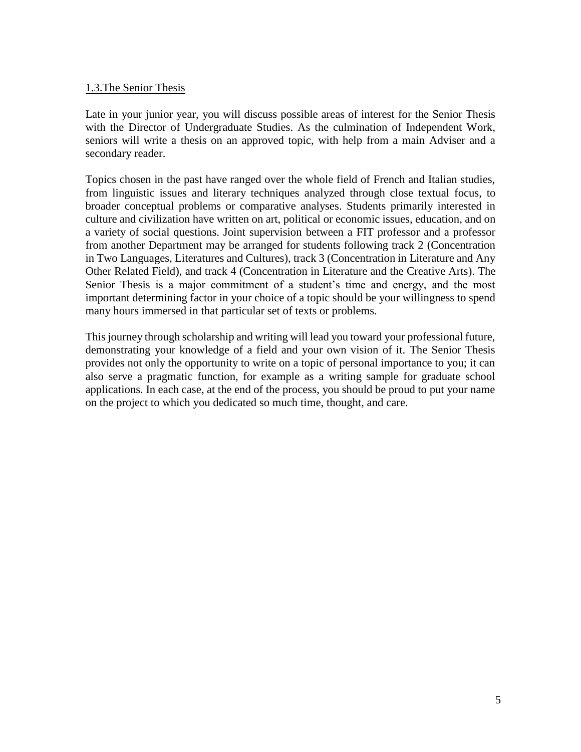### 1.3.The Senior Thesis

Late in your junior year, you will discuss possible areas of interest for the Senior Thesis with the Director of Undergraduate Studies. As the culmination of Independent Work, seniors will write a thesis on an approved topic, with help from a main Adviser and a secondary reader.

Topics chosen in the past have ranged over the whole field of French and Italian studies, from linguistic issues and literary techniques analyzed through close textual focus, to broader conceptual problems or comparative analyses. Students primarily interested in culture and civilization have written on art, political or economic issues, education, and on a variety of social questions. Joint supervision between a FIT professor and a professor from another Department may be arranged for students following track 2 (Concentration in Two Languages, Literatures and Cultures), track 3 (Concentration in Literature and Any Other Related Field), and track 4 (Concentration in Literature and the Creative Arts). The Senior Thesis is a major commitment of a student's time and energy, and the most important determining factor in your choice of a topic should be your willingness to spend many hours immersed in that particular set of texts or problems.

This journey through scholarship and writing will lead you toward your professional future, demonstrating your knowledge of a field and your own vision of it. The Senior Thesis provides not only the opportunity to write on a topic of personal importance to you; it can also serve a pragmatic function, for example as a writing sample for graduate school applications. In each case, at the end of the process, you should be proud to put your name on the project to which you dedicated so much time, thought, and care.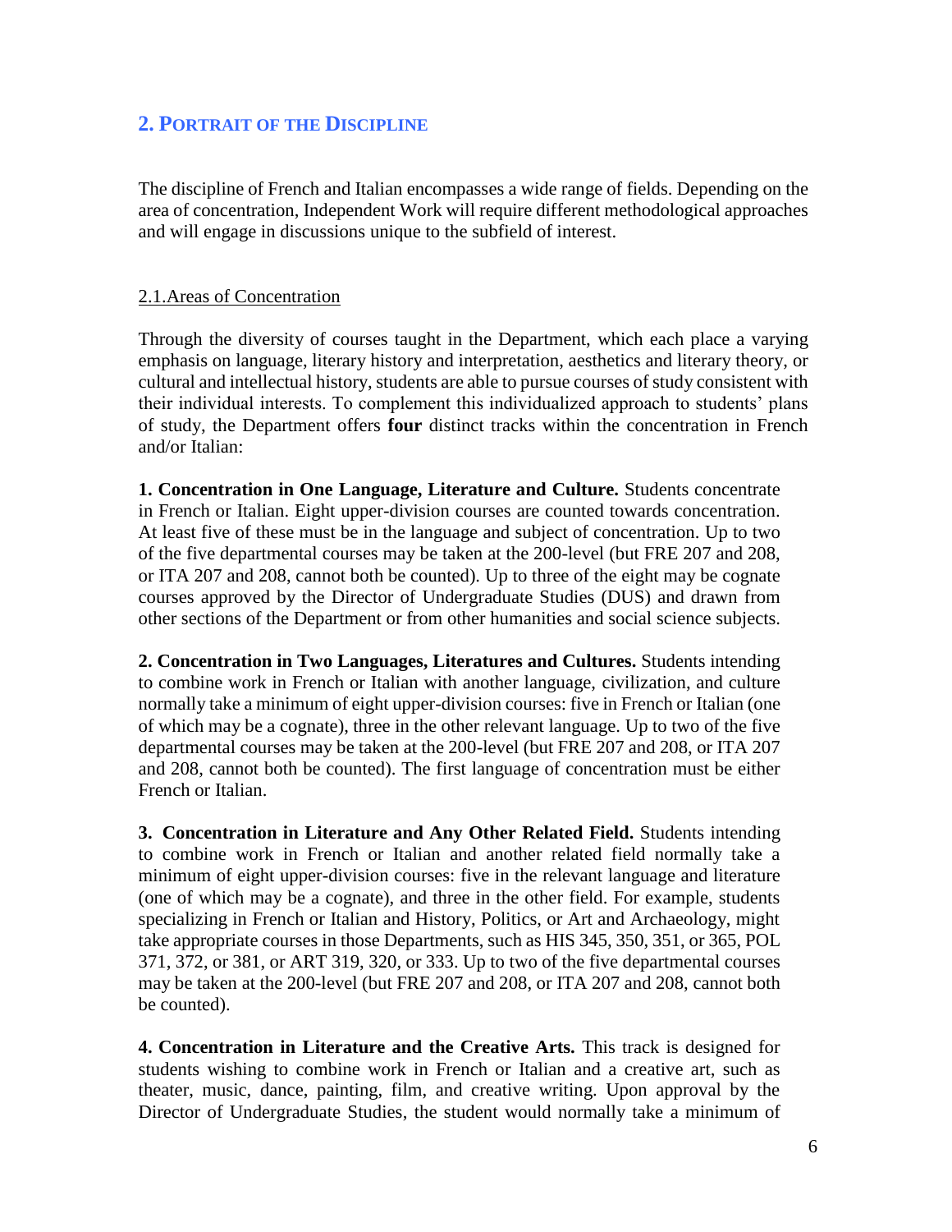## 2. PORTRAIT OF THE DISCIPLINE

The discipline of French and Italian encompasses a wide range of fields. Depending on the area of concentration, Independent Work will require different methodological approaches and will engage in discussions unique to the subfield of interest.

### 2.1.Areas of Concentration

Through the diversity of courses taught in the Department, which each place a varying emphasis on language, literary history and interpretation, aesthetics and literary theory, or cultural and intellectual history, students are able to pursue courses of study consistent with their individual interests. To complement this individualized approach to students' plans of study, the Department offers **four** distinct tracks within the concentration in French and/or Italian:

**1. Concentration in One Language, Literature and Culture.** Students concentrate in French or Italian. Eight upper-division courses are counted towards concentration. At least five of these must be in the language and subject of concentration. Up to two of the five departmental courses may be taken at the 200-level (but FRE 207 and 208, or ITA 207 and 208, cannot both be counted). Up to three of the eight may be cognate courses approved by the Director of Undergraduate Studies (DUS) and drawn from other sections of the Department or from other humanities and social science subjects.

**2. Concentration in Two Languages, Literatures and Cultures.** Students intending to combine work in French or Italian with another language, civilization, and culture normally take a minimum of eight upper-division courses: five in French or Italian (one of which may be a cognate), three in the other relevant language. Up to two of the five departmental courses may be taken at the 200-level (but FRE 207 and 208, or ITA 207 and 208, cannot both be counted). The first language of concentration must be either French or Italian.

**3. Concentration in Literature and Any Other Related Field.** Students intending to combine work in French or Italian and another related field normally take a minimum of eight upper-division courses: five in the relevant language and literature (one of which may be a cognate), and three in the other field. For example, students specializing in French or Italian and History, Politics, or Art and Archaeology, might take appropriate courses in those Departments, such as HIS 345, 350, 351, or 365, POL 371, 372, or 381, or ART 319, 320, or 333. Up to two of the five departmental courses may be taken at the 200-level (but FRE 207 and 208, or ITA 207 and 208, cannot both be counted).

**4. Concentration in Literature and the Creative Arts.** This track is designed for students wishing to combine work in French or Italian and a creative art, such as theater, music, dance, painting, film, and creative writing. Upon approval by the Director of Undergraduate Studies, the student would normally take a minimum of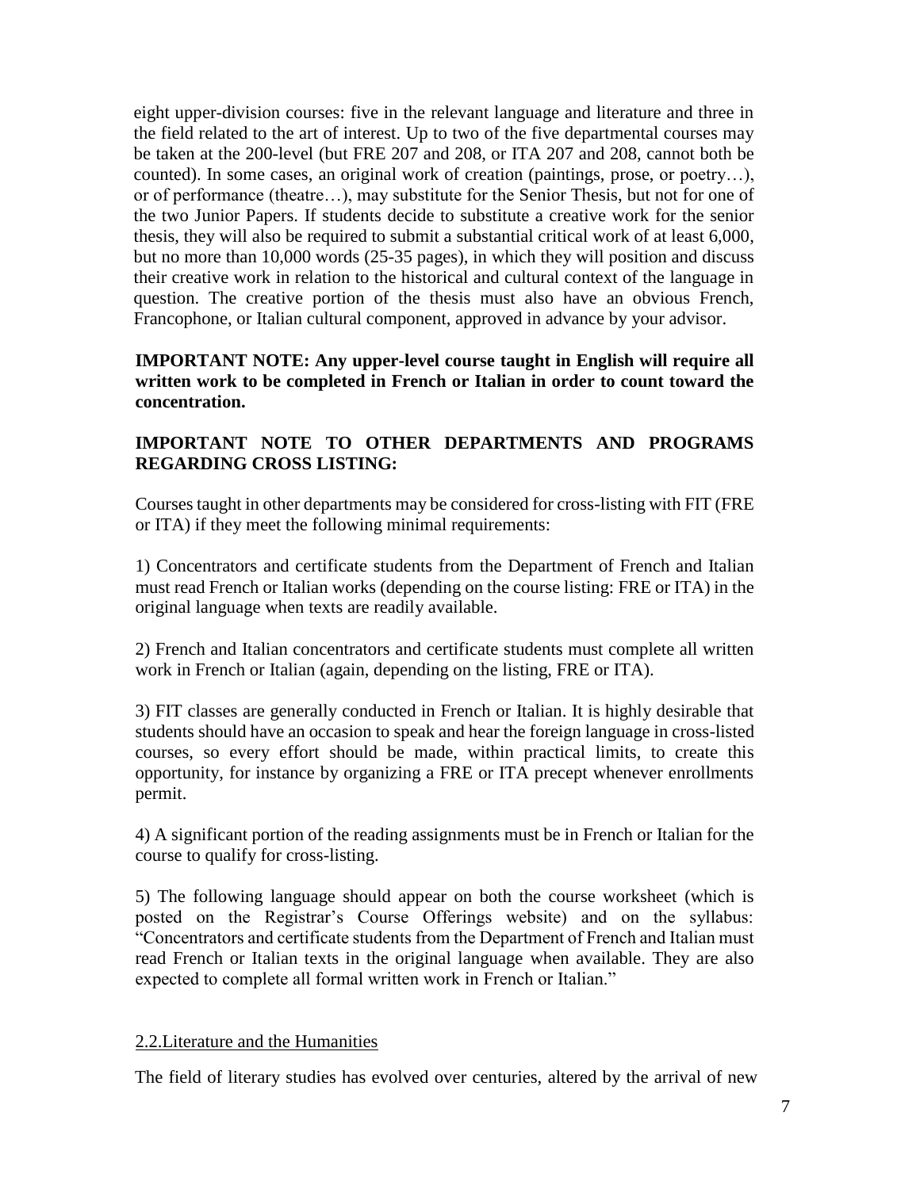eight upper-division courses: five in the relevant language and literature and three in the field related to the art of interest. Up to two of the five departmental courses may be taken at the 200-level (but FRE 207 and 208, or ITA 207 and 208, cannot both be counted). In some cases, an original work of creation (paintings, prose, or poetry…), or of performance (theatre…), may substitute for the Senior Thesis, but not for one of the two Junior Papers. If students decide to substitute a creative work for the senior thesis, they will also be required to submit a substantial critical work of at least 6,000, but no more than 10,000 words (25-35 pages), in which they will position and discuss their creative work in relation to the historical and cultural context of the language in question. The creative portion of the thesis must also have an obvious French, Francophone, or Italian cultural component, approved in advance by your advisor.

**IMPORTANT NOTE: Any upper-level course taught in English will require all written work to be completed in French or Italian in order to count toward the concentration.**

**IMPORTANT NOTE TO OTHER DEPARTMENTS AND PROGRAMS REGARDING CROSS LISTING:**

Courses taught in other departments may be considered for cross-listing with FIT (FRE or ITA) if they meet the following minimal requirements:

1) Concentrators and certificate students from the Department of French and Italian must read French or Italian works (depending on the course listing: FRE or ITA) in the original language when texts are readily available.

2) French and Italian concentrators and certificate students must complete all written work in French or Italian (again, depending on the listing, FRE or ITA).

3) FIT classes are generally conducted in French or Italian. It is highly desirable that students should have an occasion to speak and hear the foreign language in cross-listed courses, so every effort should be made, within practical limits, to create this opportunity, for instance by organizing a FRE or ITA precept whenever enrollments permit.

4) A significant portion of the reading assignments must be in French or Italian for the course to qualify for cross-listing.

5) The following language should appear on both the course worksheet (which is posted on the Registrar's Course Offerings website) and on the syllabus: "Concentrators and certificate students from the Department of French and Italian must read French or Italian texts in the original language when available. They are also expected to complete all formal written work in French or Italian."

## 2.2.Literature and the Humanities

The field of literary studies has evolved over centuries, altered by the arrival of new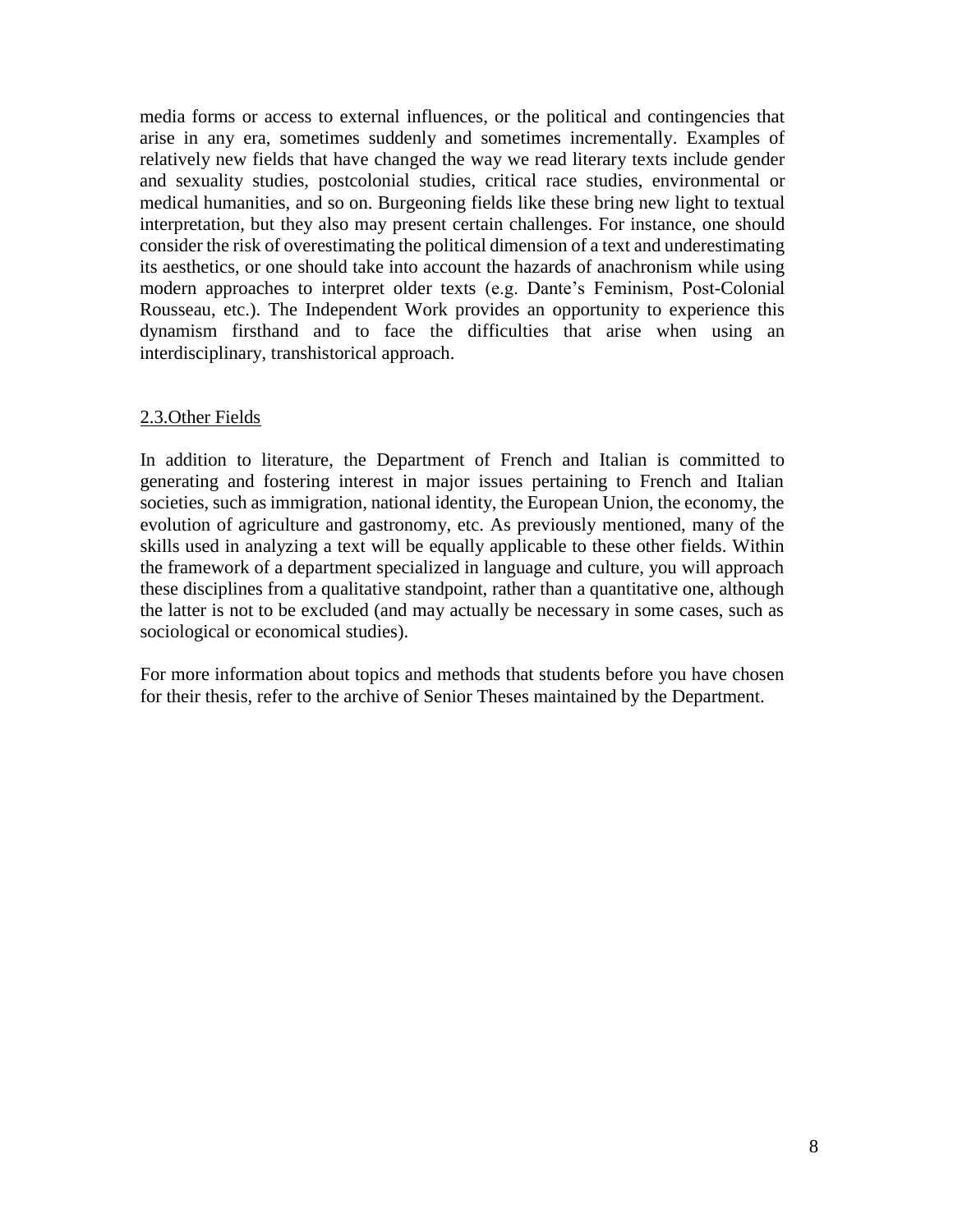media forms or access to external influences, or the political and contingencies that arise in any era, sometimes suddenly and sometimes incrementally. Examples of relatively new fields that have changed the way we read literary texts include gender and sexuality studies, postcolonial studies, critical race studies, environmental or medical humanities, and so on. Burgeoning fields like these bring new light to textual interpretation, but they also may present certain challenges. For instance, one should consider the risk of overestimating the political dimension of a text and underestimating its aesthetics, or one should take into account the hazards of anachronism while using modern approaches to interpret older texts (e.g. Dante's Feminism, Post-Colonial Rousseau, etc.). The Independent Work provides an opportunity to experience this dynamism firsthand and to face the difficulties that arise when using an interdisciplinary, transhistorical approach.

### 2.3.Other Fields

In addition to literature, the Department of French and Italian is committed to generating and fostering interest in major issues pertaining to French and Italian societies, such as immigration, national identity, the European Union, the economy, the evolution of agriculture and gastronomy, etc. As previously mentioned, many of the skills used in analyzing a text will be equally applicable to these other fields. Within the framework of a department specialized in language and culture, you will approach these disciplines from a qualitative standpoint, rather than a quantitative one, although the latter is not to be excluded (and may actually be necessary in some cases, such as sociological or economical studies).

For more information about topics and methods that students before you have chosen for their thesis, refer to the archive of Senior Theses maintained by the Department.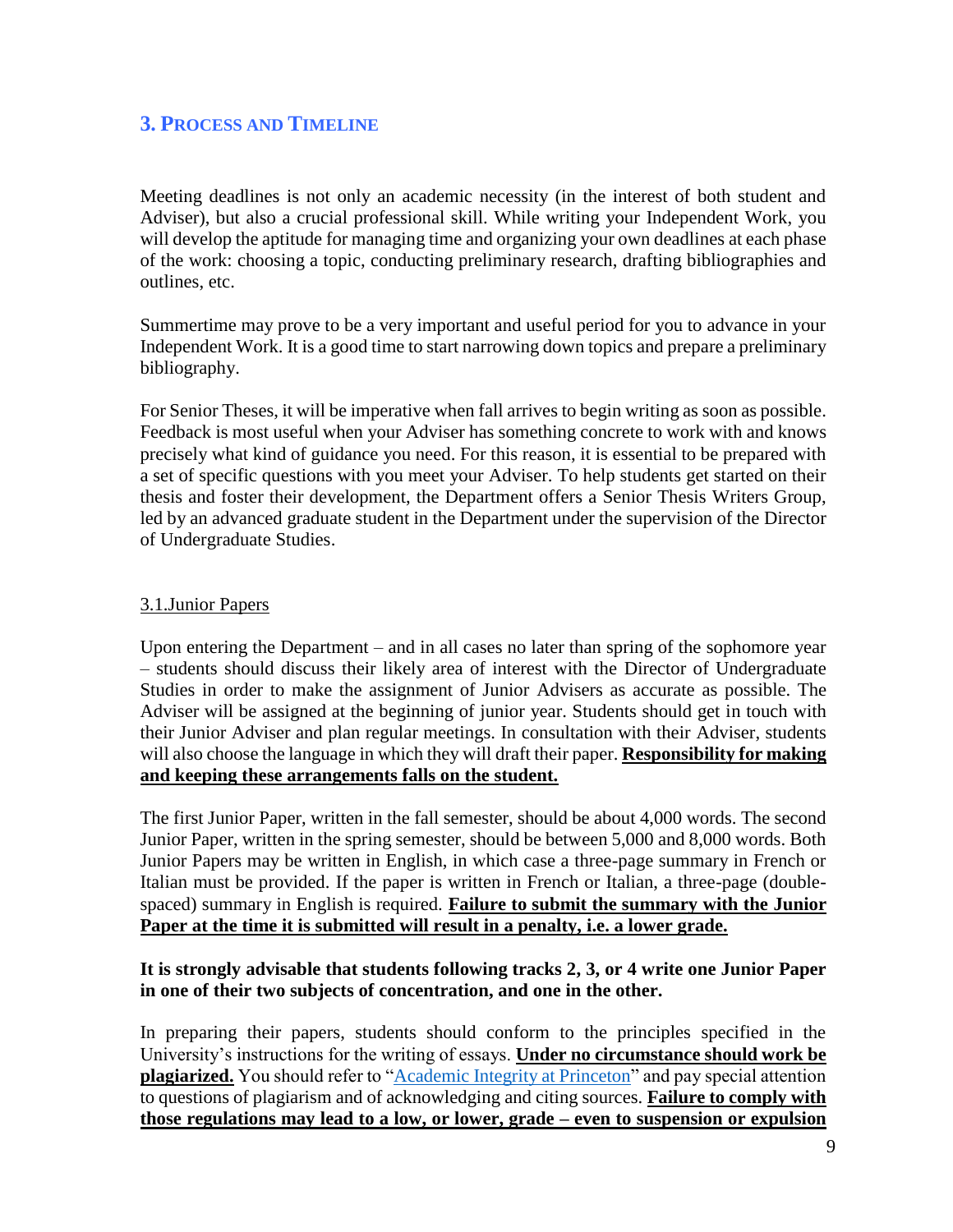## 3. Process and Timeline

Meeting deadlines is not only an academic necessity (in the interest of both student and Adviser), but also a crucial professional skill. While writing your Independent Work, you will develop the aptitude for managing time and organizing your own deadlines at each phase of the work: choosing a topic, conducting preliminary research, drafting bibliographies and outlines, etc.

Summertime may prove to be a very important and useful period for you to advance in your Independent Work. It is a good time to start narrowing down topics and prepare a preliminary bibliography.

For Senior Theses, it will be imperative when fall arrives to begin writing as soon as possible. Feedback is most useful when your Adviser has something concrete to work with and knows precisely what kind of guidance you need. For this reason, it is essential to be prepared with a set of specific questions with you meet your Adviser. To help students get started on their thesis and foster their development, the Department offers a Senior Thesis Writers Group, led by an advanced graduate student in the Department under the supervision of the Director of Undergraduate Studies.

### 3.1.Junior Papers

Upon entering the Department – and in all cases no later than spring of the sophomore year – students should discuss their likely area of interest with the Director of Undergraduate Studies in order to make the assignment of Junior Advisers as accurate as possible. The Adviser will be assigned at the beginning of junior year. Students should get in touch with their Junior Adviser and plan regular meetings. In consultation with their Adviser, students will also choose the language in which they will draft their paper. **Responsibility for making and keeping these arrangements falls on the student.**

The first Junior Paper, written in the fall semester, should be about 4,000 words. The second Junior Paper, written in the spring semester, should be between 5,000 and 8,000 words. Both Junior Papers may be written in English, in which case a three-page summary in French or Italian must be provided. If the paper is written in French or Italian, a three-page (double-spaced) summary in English is required. **Failure to submit the summary with the Junior Paper at the time it is submitted will result in a penalty, i.e. a lower grade.**

**It is strongly advisable that students following tracks 2, 3, or 4 write one Junior Paper in one of their two subjects of concentration, and one in the other.**

In preparing their papers, students should conform to the principles specified in the University's instructions for the writing of essays. **Under no circumstance should work be plagiarized.** You should refer to "[Academic Integrity at Princeton]" and pay special attention to questions of plagiarism and of acknowledging and citing sources. **Failure to comply with those regulations may lead to a low, or lower, grade – even to suspension or expulsion**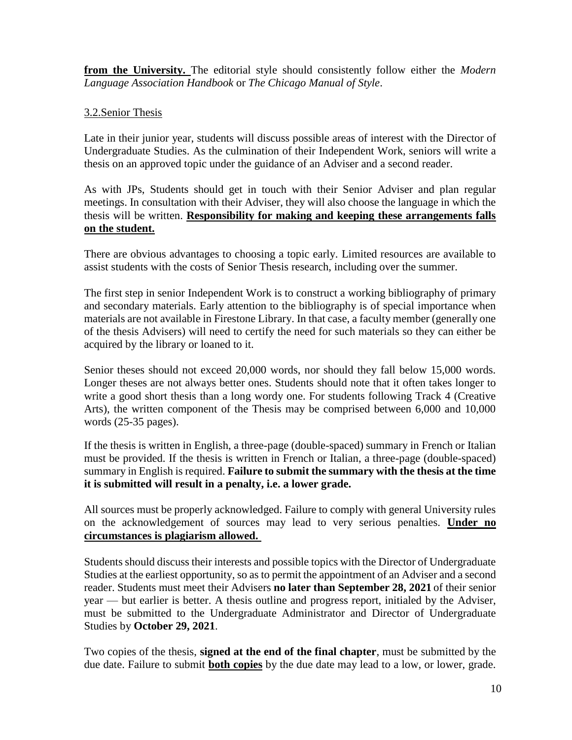**from the University.** The editorial style should consistently follow either the *Modern Language Association Handbook* or *The Chicago Manual of Style*.

### 3.2.Senior Thesis

Late in their junior year, students will discuss possible areas of interest with the Director of Undergraduate Studies. As the culmination of their Independent Work, seniors will write a thesis on an approved topic under the guidance of an Adviser and a second reader.

As with JPs, Students should get in touch with their Senior Adviser and plan regular meetings. In consultation with their Adviser, they will also choose the language in which the thesis will be written. **Responsibility for making and keeping these arrangements falls on the student.**

There are obvious advantages to choosing a topic early. Limited resources are available to assist students with the costs of Senior Thesis research, including over the summer.

The first step in senior Independent Work is to construct a working bibliography of primary and secondary materials. Early attention to the bibliography is of special importance when materials are not available in Firestone Library. In that case, a faculty member (generally one of the thesis Advisers) will need to certify the need for such materials so they can either be acquired by the library or loaned to it.

Senior theses should not exceed 20,000 words, nor should they fall below 15,000 words. Longer theses are not always better ones. Students should note that it often takes longer to write a good short thesis than a long wordy one. For students following Track 4 (Creative Arts), the written component of the Thesis may be comprised between 6,000 and 10,000 words (25-35 pages).

If the thesis is written in English, a three-page (double-spaced) summary in French or Italian must be provided. If the thesis is written in French or Italian, a three-page (double-spaced) summary in English is required. **Failure to submit the summary with the thesis at the time it is submitted will result in a penalty, i.e. a lower grade.**

All sources must be properly acknowledged. Failure to comply with general University rules on the acknowledgement of sources may lead to very serious penalties. **Under no circumstances is plagiarism allowed.**

Students should discuss their interests and possible topics with the Director of Undergraduate Studies at the earliest opportunity, so as to permit the appointment of an Adviser and a second reader. Students must meet their Advisers **no later than September 28, 2021** of their senior year — but earlier is better. A thesis outline and progress report, initialed by the Adviser, must be submitted to the Undergraduate Administrator and Director of Undergraduate Studies by **October 29, 2021**.

Two copies of the thesis, **signed at the end of the final chapter**, must be submitted by the due date. Failure to submit **both copies** by the due date may lead to a low, or lower, grade.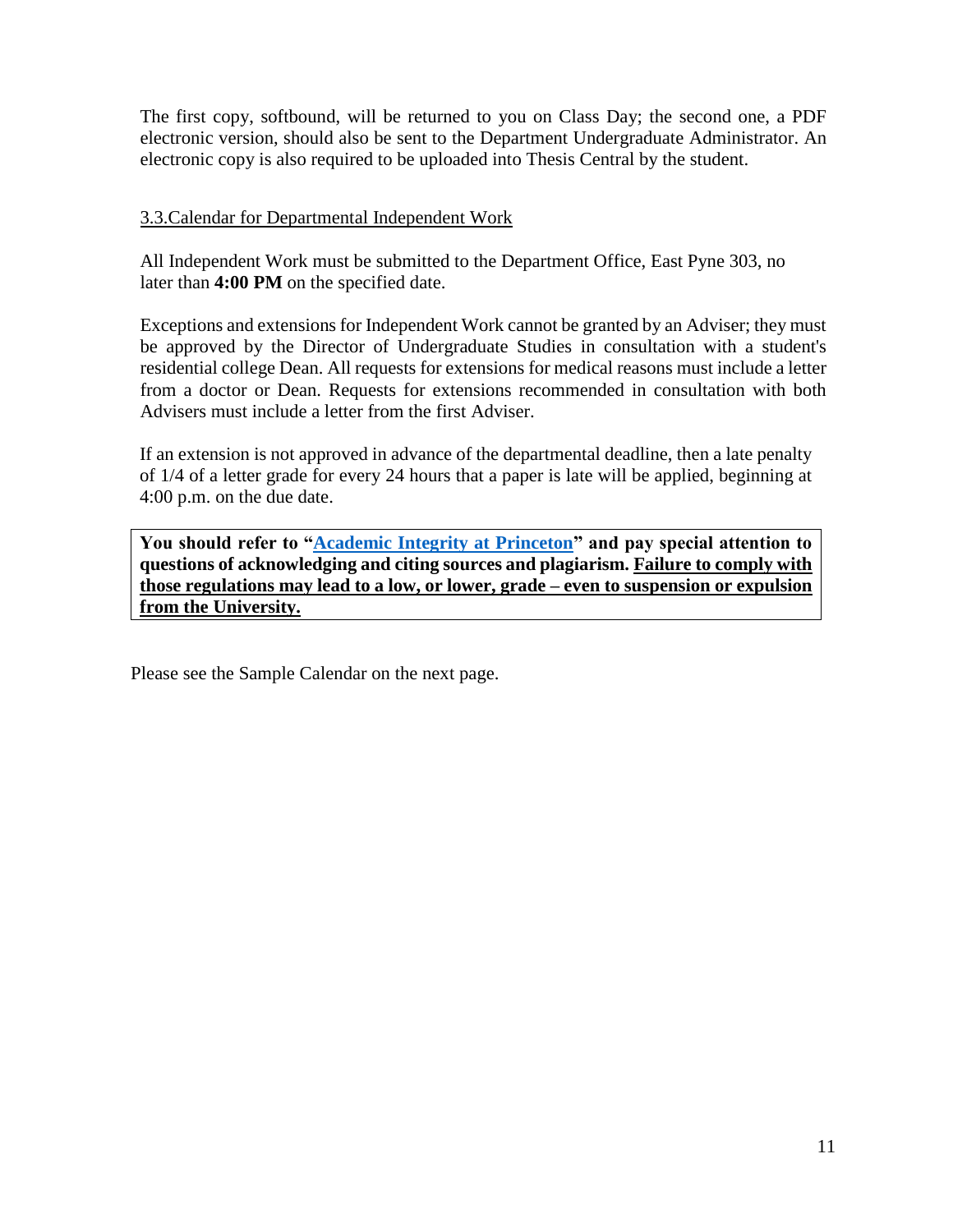The first copy, softbound, will be returned to you on Class Day; the second one, a PDF electronic version, should also be sent to the Department Undergraduate Administrator. An electronic copy is also required to be uploaded into Thesis Central by the student.

### 3.3.Calendar for Departmental Independent Work

All Independent Work must be submitted to the Department Office, East Pyne 303, no later than **4:00 PM** on the specified date.

Exceptions and extensions for Independent Work cannot be granted by an Adviser; they must be approved by the Director of Undergraduate Studies in consultation with a student's residential college Dean. All requests for extensions for medical reasons must include a letter from a doctor or Dean. Requests for extensions recommended in consultation with both Advisers must include a letter from the first Adviser.

If an extension is not approved in advance of the departmental deadline, then a late penalty of 1/4 of a letter grade for every 24 hours that a paper is late will be applied, beginning at 4:00 p.m. on the due date.

> **You should refer to "Academic Integrity at Princeton" and pay special attention to questions of acknowledging and citing sources and plagiarism. Failure to comply with those regulations may lead to a low, or lower, grade – even to suspension or expulsion from the University.**

Please see the Sample Calendar on the next page.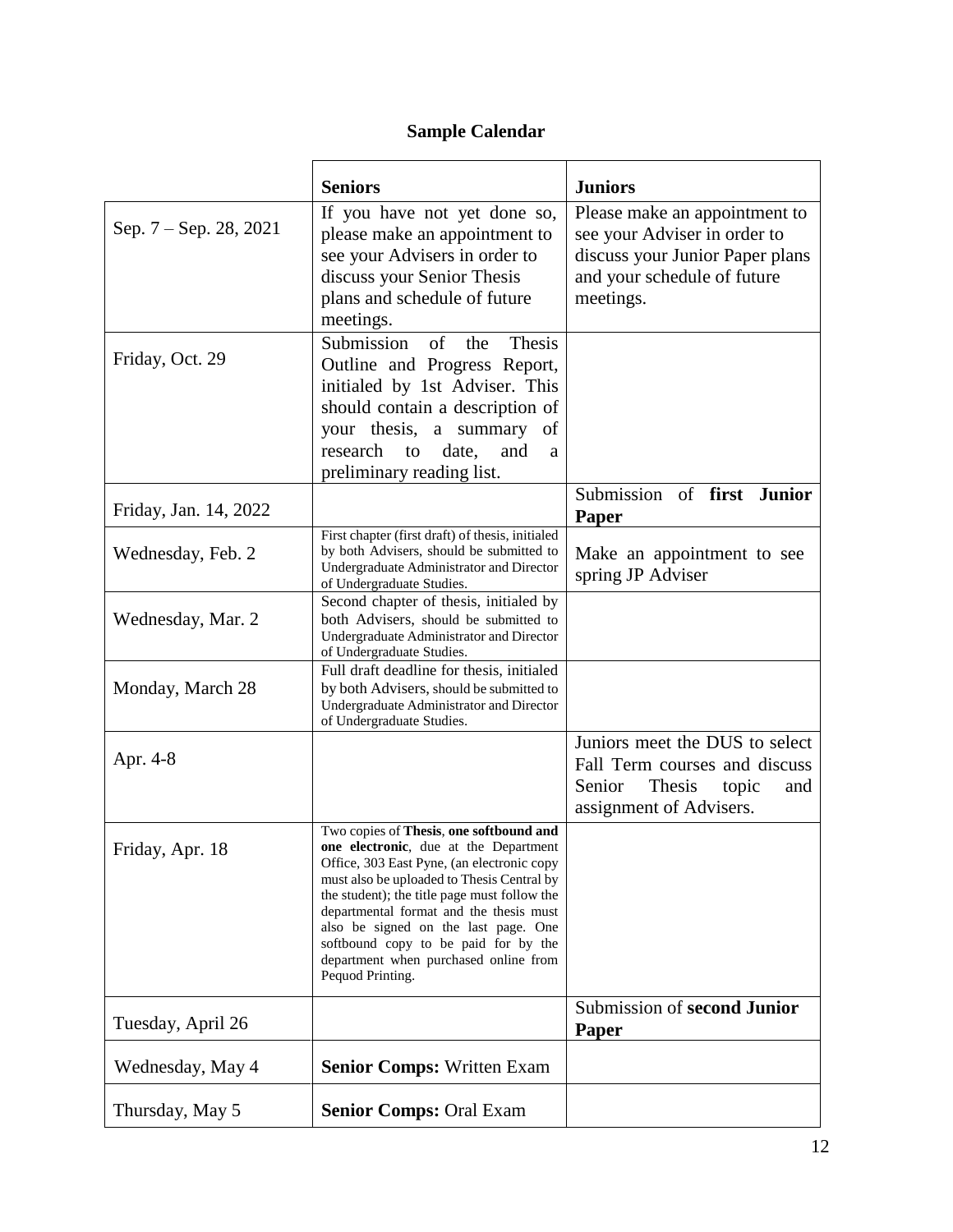## Sample Calendar

| | Seniors | Juniors |
|---|---|---|
| Sep. 7 – Sep. 28, 2021 | If you have not yet done so, please make appointment to see your Advisers in order to discuss your Senior Thesis plans and schedule of future meetings. | Please make an appointment to see your Adviser in order to discuss your Junior Paper plans and your schedule of future meetings. |
| Friday, Oct. 29 | Submission of the Thesis Outline and Progress Report, initialed by 1st Adviser. This should contain a description of your thesis, a summary of research to date, and a preliminary reading list. | |
| Friday, Jan. 14, 2022 | | Submission of **first Junior Paper** |
| Wednesday, Feb. 2 | First chapter (first draft) of thesis, initialed by both Advisers, should be submitted to Undergraduate Administrator and Director of Undergraduate Studies. | Make an appointment to see spring JP Adviser |
| Wednesday, Mar. 2 | Second chapter of thesis, initialed by both Advisers, should be submitted to Undergraduate Administrator and Director of Undergraduate Studies. | |
| Monday, March 28 | Full draft deadline for thesis, initialed by both Advisers, should be submitted to Undergraduate Administrator and Director of Undergraduate Studies. | |
| Apr. 4-8 | | Juniors meet the DUS to select Fall Term courses and discuss Senior Thesis topic and assignment of Advisers. |
| Friday, Apr. 18 | Two copies of **Thesis**, **one softbound and one electronic**, due at the Department Office, 303 East Pyne, (an electronic copy must also be uploaded to Thesis Central by the student); the title page must follow the departmental format and the thesis must also be signed on the last page. One softbound copy to be paid for by the department when purchased online from Pequod Printing. | |
| Tuesday, April 26 | | Submission of **second Junior Paper** |
| Wednesday, May 4 | **Senior Comps:** Written Exam | |
| Thursday, May 5 | **Senior Comps:** Oral Exam | |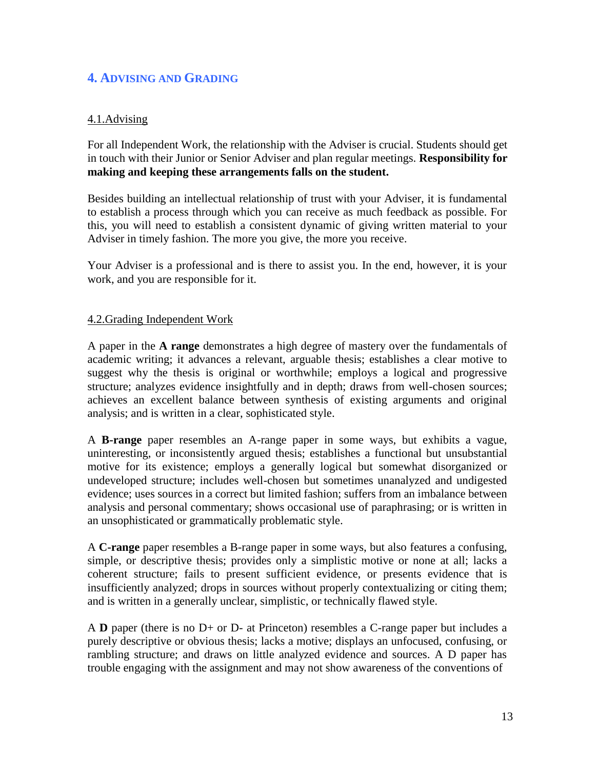## 4. Advising and Grading

### 4.1. Advising

For all Independent Work, the relationship with the Adviser is crucial. Students should get in touch with their Junior or Senior Adviser and plan regular meetings. **Responsibility for making and keeping these arrangements falls on the student.**

Besides building an intellectual relationship of trust with your Adviser, it is fundamental to establish a process through which you can receive as much feedback as possible. For this, you will need to establish a consistent dynamic of giving written material to your Adviser in timely fashion. The more you give, the more you receive.

Your Adviser is a professional and is there to assist you. In the end, however, it is your work, and you are responsible for it.

### 4.2. Grading Independent Work

A paper in the **A range** demonstrates a high degree of mastery over the fundamentals of academic writing; it advances a relevant, arguable thesis; establishes a clear motive to suggest why the thesis is original or worthwhile; employs a logical and progressive structure; analyzes evidence insightfully and in depth; draws from well-chosen sources; achieves an excellent balance between synthesis of existing arguments and original analysis; and is written in a clear, sophisticated style.

A **B-range** paper resembles an A-range paper in some ways, but exhibits a vague, uninteresting, or inconsistently argued thesis; establishes a functional but unsubstantial motive for its existence; employs a generally logical but somewhat disorganized or undeveloped structure; includes well-chosen but sometimes unanalyzed and undigested evidence; uses sources in a correct but limited fashion; suffers from an imbalance between analysis and personal commentary; shows occasional use of paraphrasing; or is written in an unsophisticated or grammatically problematic style.

A **C-range** paper resembles a B-range paper in some ways, but also features a confusing, simple, or descriptive thesis; provides only a simplistic motive or none at all; lacks a coherent structure; fails to present sufficient evidence, or presents evidence that is insufficiently analyzed; drops in sources without properly contextualizing or citing them; and is written in a generally unclear, simplistic, or technically flawed style.

A **D** paper (there is no D+ or D- at Princeton) resembles a C-range paper but includes a purely descriptive or obvious thesis; lacks a motive; displays an unfocused, confusing, or rambling structure; and draws on little analyzed evidence and sources. A D paper has trouble engaging with the assignment and may not show awareness of the conventions of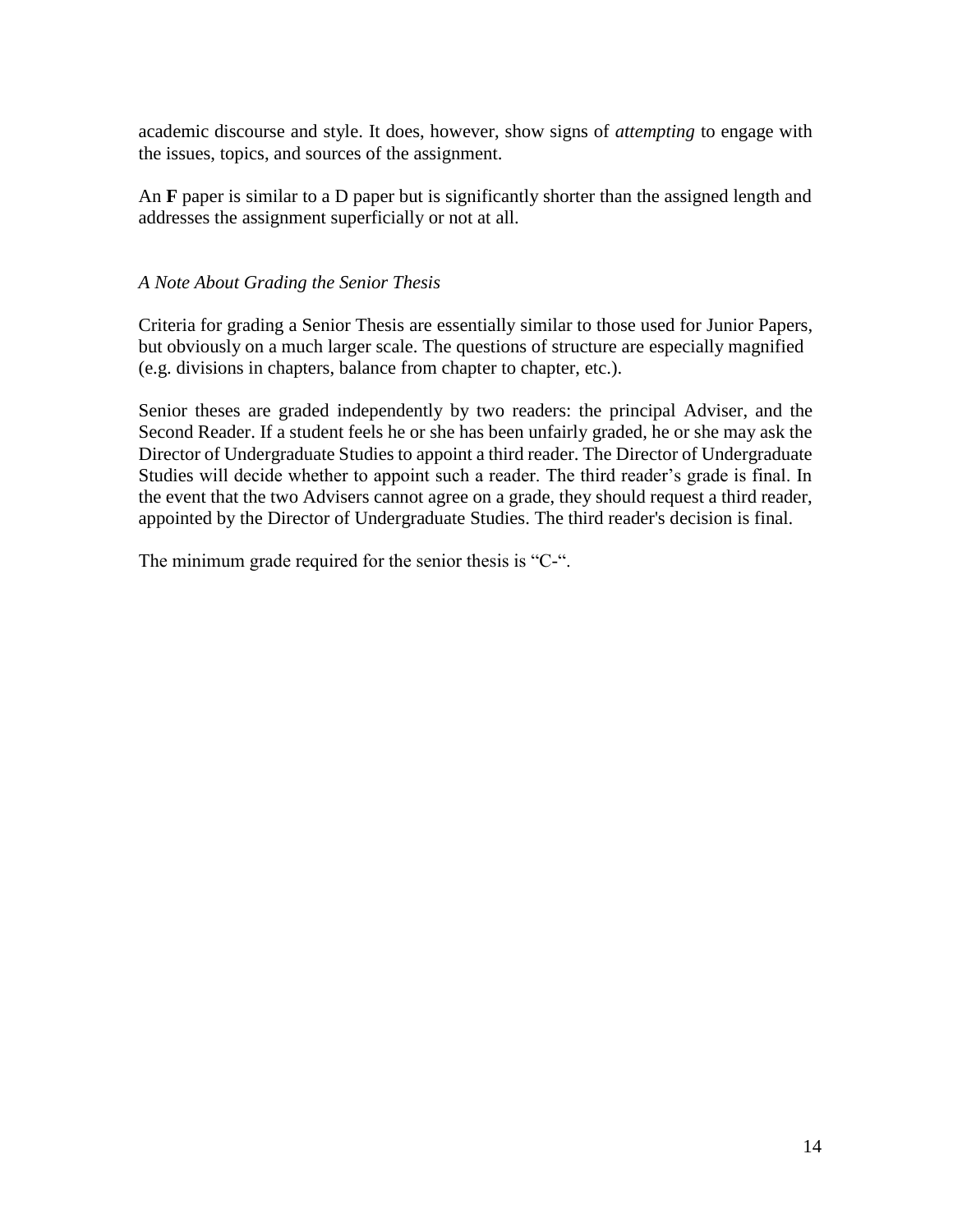academic discourse and style. It does, however, show signs of *attempting* to engage with the issues, topics, and sources of the assignment.

An **F** paper is similar to a D paper but is significantly shorter than the assigned length and addresses the assignment superficially or not at all.

*A Note About Grading the Senior Thesis*

Criteria for grading a Senior Thesis are essentially similar to those used for Junior Papers, but obviously on a much larger scale. The questions of structure are especially magnified (e.g. divisions in chapters, balance from chapter to chapter, etc.).

Senior theses are graded independently by two readers: the principal Adviser, and the Second Reader. If a student feels he or she has been unfairly graded, he or she may ask the Director of Undergraduate Studies to appoint a third reader. The Director of Undergraduate Studies will decide whether to appoint such a reader. The third reader's grade is final. In the event that the two Advisers cannot agree on a grade, they should request a third reader, appointed by the Director of Undergraduate Studies. The third reader's decision is final.

The minimum grade required for the senior thesis is "C-".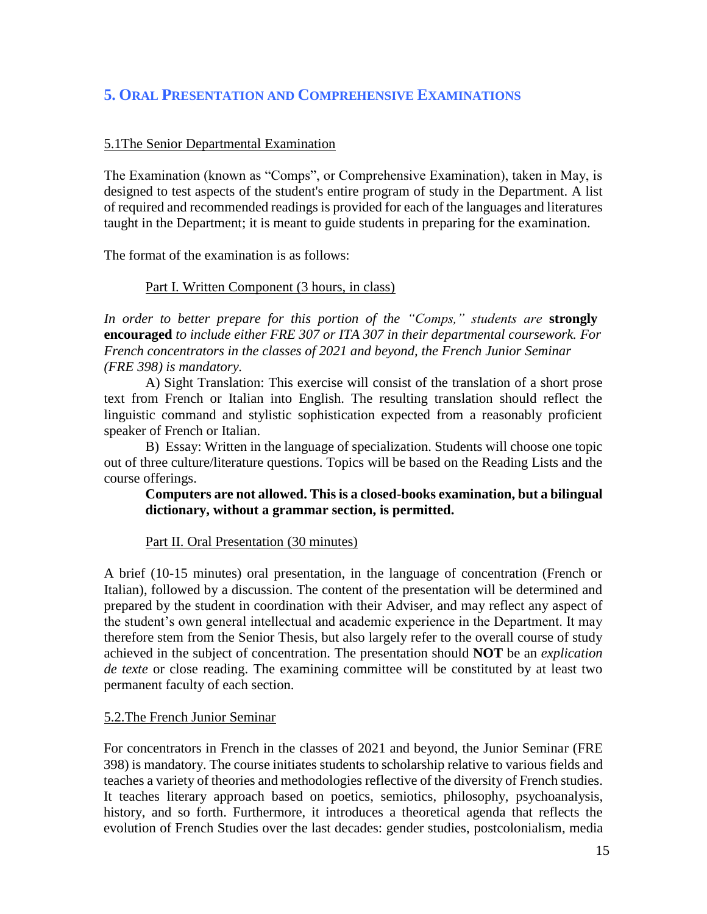## 5. Oral Presentation and Comprehensive Examinations

### 5.1The Senior Departmental Examination

The Examination (known as "Comps", or Comprehensive Examination), taken in May, is designed to test aspects of the student's entire program of study in the Department. A list of required and recommended readings is provided for each of the languages and literatures taught in the Department; it is meant to guide students in preparing for the examination.

The format of the examination is as follows:

Part I. Written Component (3 hours, in class)

*In order to better prepare for this portion of the "Comps," students are* **strongly encouraged** *to include either FRE 307 or ITA 307 in their departmental coursework. For French concentrators in the classes of 2021 and beyond, the French Junior Seminar (FRE 398) is mandatory.*

A) Sight Translation: This exercise will consist of the translation of a short prose text from French or Italian into English. The resulting translation should reflect the linguistic command and stylistic sophistication expected from a reasonably proficient speaker of French or Italian.

B) Essay: Written in the language of specialization. Students will choose one topic out of three culture/literature questions. Topics will be based on the Reading Lists and the course offerings.

**Computers are not allowed. This is a closed-books examination, but a bilingual dictionary, without a grammar section, is permitted.**

Part II. Oral Presentation (30 minutes)

A brief (10-15 minutes) oral presentation, in the language of concentration (French or Italian), followed by a discussion. The content of the presentation will be determined and prepared by the student in coordination with their Adviser, and may reflect any aspect of the student's own general intellectual and academic experience in the Department. It may therefore stem from the Senior Thesis, but also largely refer to the overall course of study achieved in the subject of concentration. The presentation should **NOT** be an *explication de texte* or close reading. The examining committee will be constituted by at least two permanent faculty of each section.

### 5.2.The French Junior Seminar

For concentrators in French in the classes of 2021 and beyond, the Junior Seminar (FRE 398) is mandatory. The course initiates students to scholarship relative to various fields and teaches a variety of theories and methodologies reflective of the diversity of French studies. It teaches literary approach based on poetics, semiotics, philosophy, psychoanalysis, history, and so forth. Furthermore, it introduces a theoretical agenda that reflects the evolution of French Studies over the last decades: gender studies, postcolonialism, media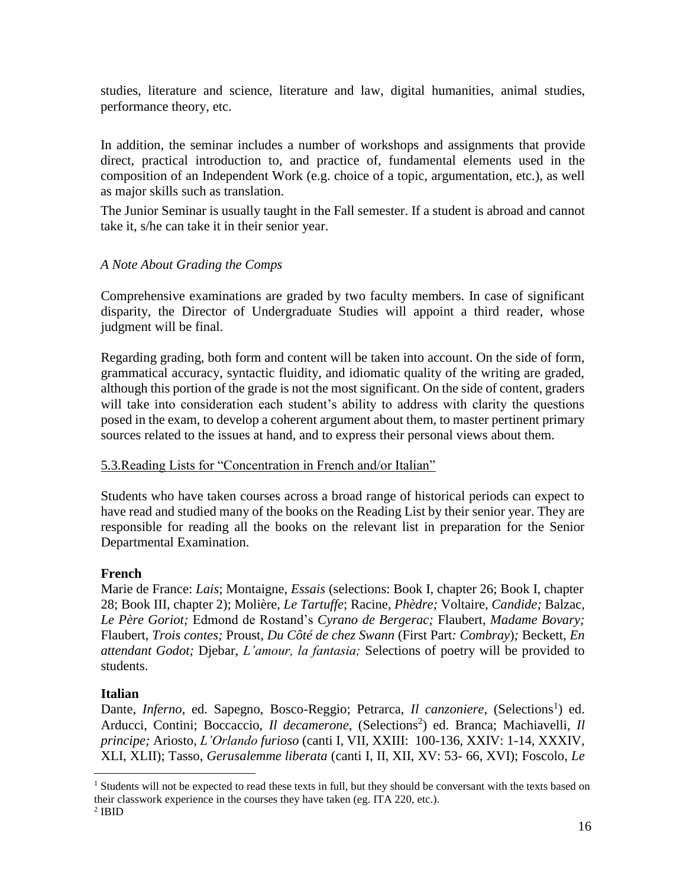studies, literature and science, literature and law, digital humanities, animal studies, performance theory, etc.

In addition, the seminar includes a number of workshops and assignments that provide direct, practical introduction to, and practice of, fundamental elements used in the composition of an Independent Work (e.g. choice of a topic, argumentation, etc.), as well as major skills such as translation.

The Junior Seminar is usually taught in the Fall semester. If a student is abroad and cannot take it, s/he can take it in their senior year.

*A Note About Grading the Comps*

Comprehensive examinations are graded by two faculty members. In case of significant disparity, the Director of Undergraduate Studies will appoint a third reader, whose judgment will be final.

Regarding grading, both form and content will be taken into account. On the side of form, grammatical accuracy, syntactic fluidity, and idiomatic quality of the writing are graded, although this portion of the grade is not the most significant. On the side of content, graders will take into consideration each student's ability to address with clarity the questions posed in the exam, to develop a coherent argument about them, to master pertinent primary sources related to the issues at hand, and to express their personal views about them.

5.3.Reading Lists for "Concentration in French and/or Italian"

Students who have taken courses across a broad range of historical periods can expect to have read and studied many of the books on the Reading List by their senior year. They are responsible for reading all the books on the relevant list in preparation for the Senior Departmental Examination.

**French**

Marie de France: *Lais*; Montaigne, *Essais* (selections: Book I, chapter 26; Book I, chapter 28; Book III, chapter 2); Molière, *Le Tartuffe*; Racine, *Phèdre;* Voltaire, *Candide;* Balzac, *Le Père Goriot;* Edmond de Rostand's *Cyrano de Bergerac;* Flaubert, *Madame Bovary;* Flaubert, *Trois contes;* Proust, *Du Côté de chez Swann* (First Part*: Combray*)*;* Beckett, *En attendant Godot;* Djebar, *L'amour, la fantasia;* Selections of poetry will be provided to students.

**Italian**

Dante, *Inferno*, ed. Sapegno, Bosco-Reggio; Petrarca, *Il canzoniere*, (Selections[1]) ed. Arducci, Contini; Boccaccio, *Il decamerone*, (Selections[2]) ed. Branca; Machiavelli, *Il principe;* Ariosto, *L'Orlando furioso* (canti I, VII, XXIII: 100-136, XXIV: 1-14, XXXIV, XLI, XLII); Tasso, *Gerusalemme liberata* (canti I, II, XII, XV: 53- 66, XVI); Foscolo, *Le*

[1] Students will not be expected to read these texts in full, but they should be conversant with the texts based on their classwork experience in the courses they have taken (eg. ITA 220, etc.).

[2] IBID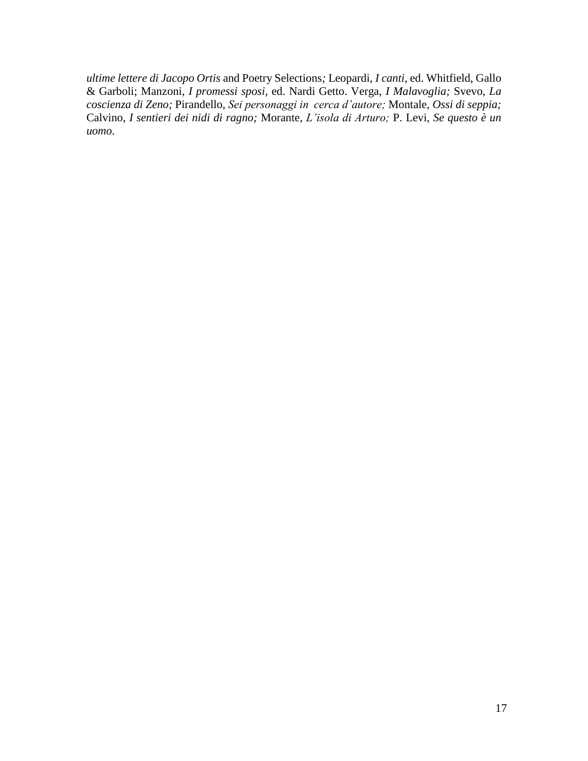*ultime lettere di Jacopo Ortis* and Poetry Selections*;* Leopardi, *I canti*, ed. Whitfield, Gallo & Garboli; Manzoni, *I promessi sposi*, ed. Nardi Getto. Verga, *I Malavoglia;* Svevo, *La coscienza di Zeno;* Pirandello, *Sei personaggi in cerca d'autore;* Montale, *Ossi di seppia;* Calvino, *I sentieri dei nidi di ragno;* Morante, *L'isola di Arturo;* P. Levi, *Se questo è un uomo*.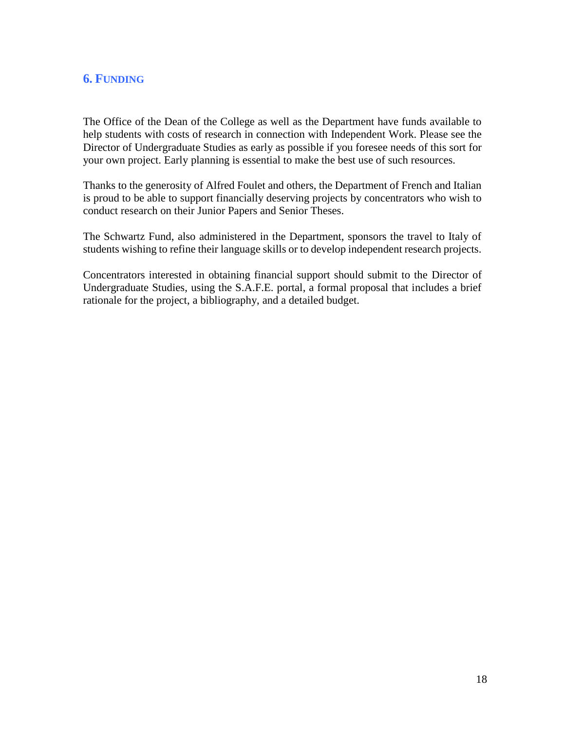## 6. FUNDING

The Office of the Dean of the College as well as the Department have funds available to help students with costs of research in connection with Independent Work. Please see the Director of Undergraduate Studies as early as possible if you foresee needs of this sort for your own project. Early planning is essential to make the best use of such resources.

Thanks to the generosity of Alfred Foulet and others, the Department of French and Italian is proud to be able to support financially deserving projects by concentrators who wish to conduct research on their Junior Papers and Senior Theses.

The Schwartz Fund, also administered in the Department, sponsors the travel to Italy of students wishing to refine their language skills or to develop independent research projects.

Concentrators interested in obtaining financial support should submit to the Director of Undergraduate Studies, using the S.A.F.E. portal, a formal proposal that includes a brief rationale for the project, a bibliography, and a detailed budget.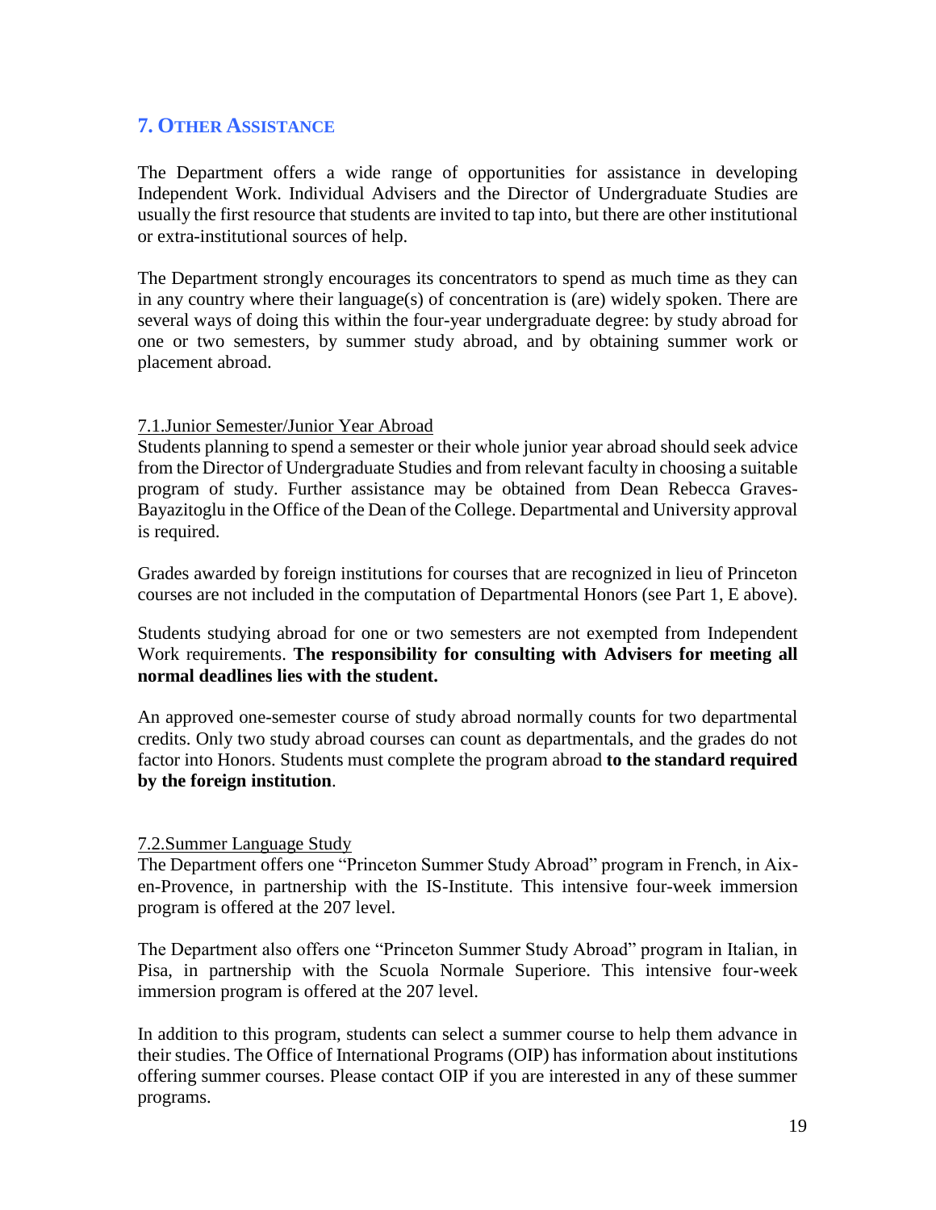## 7. Other Assistance

The Department offers a wide range of opportunities for assistance in developing Independent Work. Individual Advisers and the Director of Undergraduate Studies are usually the first resource that students are invited to tap into, but there are other institutional or extra-institutional sources of help.

The Department strongly encourages its concentrators to spend as much time as they can in any country where their language(s) of concentration is (are) widely spoken. There are several ways of doing this within the four-year undergraduate degree: by study abroad for one or two semesters, by summer study abroad, and by obtaining summer work or placement abroad.

### 7.1. Junior Semester/Junior Year Abroad

Students planning to spend a semester or their whole junior year abroad should seek advice from the Director of Undergraduate Studies and from relevant faculty in choosing a suitable program of study. Further assistance may be obtained from Dean Rebecca Graves-Bayazitoglu in the Office of the Dean of the College. Departmental and University approval is required.

Grades awarded by foreign institutions for courses that are recognized in lieu of Princeton courses are not included in the computation of Departmental Honors (see Part 1, E above).

Students studying abroad for one or two semesters are not exempted from Independent Work requirements. **The responsibility for consulting with Advisers for meeting all normal deadlines lies with the student.**

An approved one-semester course of study abroad normally counts for two departmental credits. Only two study abroad courses can count as departmentals, and the grades do not factor into Honors. Students must complete the program abroad **to the standard required by the foreign institution**.

### 7.2. Summer Language Study

The Department offers one “Princeton Summer Study Abroad” program in French, in Aix-en-Provence, in partnership with the IS-Institute. This intensive four-week immersion program is offered at the 207 level.

The Department also offers one “Princeton Summer Study Abroad” program in Italian, in Pisa, in partnership with the Scuola Normale Superiore. This intensive four-week immersion program is offered at the 207 level.

In addition to this program, students can select a summer course to help them advance in their studies. The Office of International Programs (OIP) has information about institutions offering summer courses. Please contact OIP if you are interested in any of these summer programs.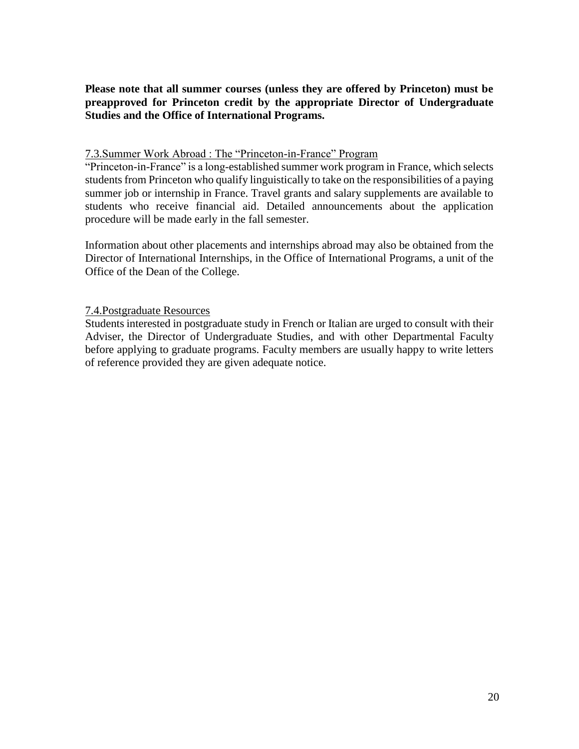**Please note that all summer courses (unless they are offered by Princeton) must be preapproved for Princeton credit by the appropriate Director of Undergraduate Studies and the Office of International Programs.**

### 7.3.Summer Work Abroad : The "Princeton-in-France" Program

"Princeton-in-France" is a long-established summer work program in France, which selects students from Princeton who qualify linguistically to take on the responsibilities of a paying summer job or internship in France. Travel grants and salary supplements are available to students who receive financial aid. Detailed announcements about the application procedure will be made early in the fall semester.

Information about other placements and internships abroad may also be obtained from the Director of International Internships, in the Office of International Programs, a unit of the Office of the Dean of the College.

### 7.4.Postgraduate Resources

Students interested in postgraduate study in French or Italian are urged to consult with their Adviser, the Director of Undergraduate Studies, and with other Departmental Faculty before applying to graduate programs. Faculty members are usually happy to write letters of reference provided they are given adequate notice.